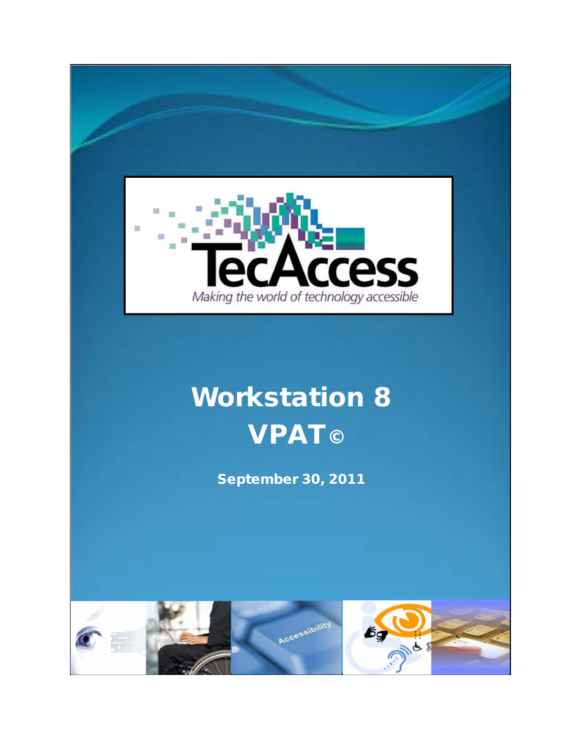TecAccess

*Making the world of technology accessible*

# Workstation 8 VPAT©

**September 30, 2011**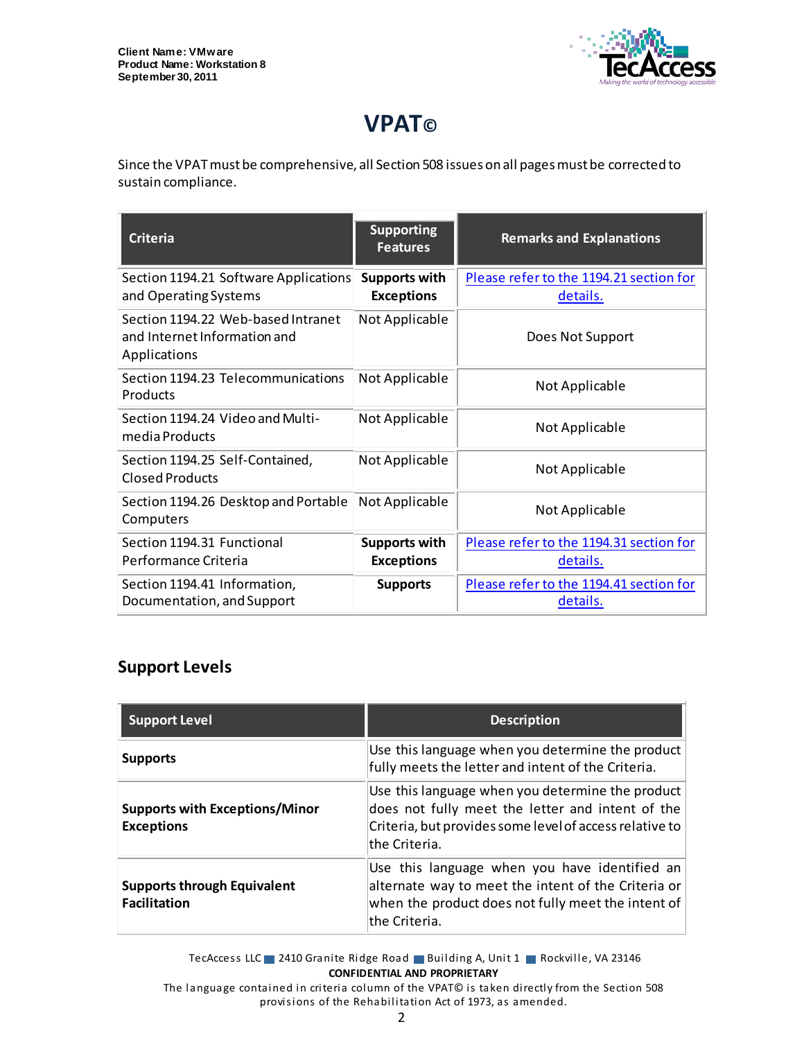# VPAT©

Since the VPAT must be comprehensive, all Section 508 issues on all pages must be corrected to sustain compliance.

| Criteria | Supporting Features | Remarks and Explanations |
|---|---|---|
| Section 1194.21 Software Applications and Operating Systems | **Supports with Exceptions** | Please refer to the 1194.21 section for details. |
| Section 1194.22 Web-based Intranet and Internet Information and Applications | Not Applicable | Does Not Support |
| Section 1194.23 Telecommunications Products | Not Applicable | Not Applicable |
| Section 1194.24 Video and Multi-media Products | Not Applicable | Not Applicable |
| Section 1194.25 Self-Contained, Closed Products | Not Applicable | Not Applicable |
| Section 1194.26 Desktop and Portable Computers | Not Applicable | Not Applicable |
| Section 1194.31 Functional Performance Criteria | **Supports with Exceptions** | Please refer to the 1194.31 section for details. |
| Section 1194.41 Information, Documentation, and Support | **Supports** | Please refer to the 1194.41 section for details. |

## Support Levels

| Support Level | Description |
|---|---|
| **Supports** | Use this language when you determine the product fully meets the letter and intent of the Criteria. |
| **Supports with Exceptions/Minor Exceptions** | Use this language when you determine the product does not fully meet the letter and intent of the Criteria, but provides some level of access relative to the Criteria. |
| **Supports through Equivalent Facilitation** | Use this language when you have identified an alternate way to meet the intent of the Criteria or when the product does not fully meet the intent of the Criteria. |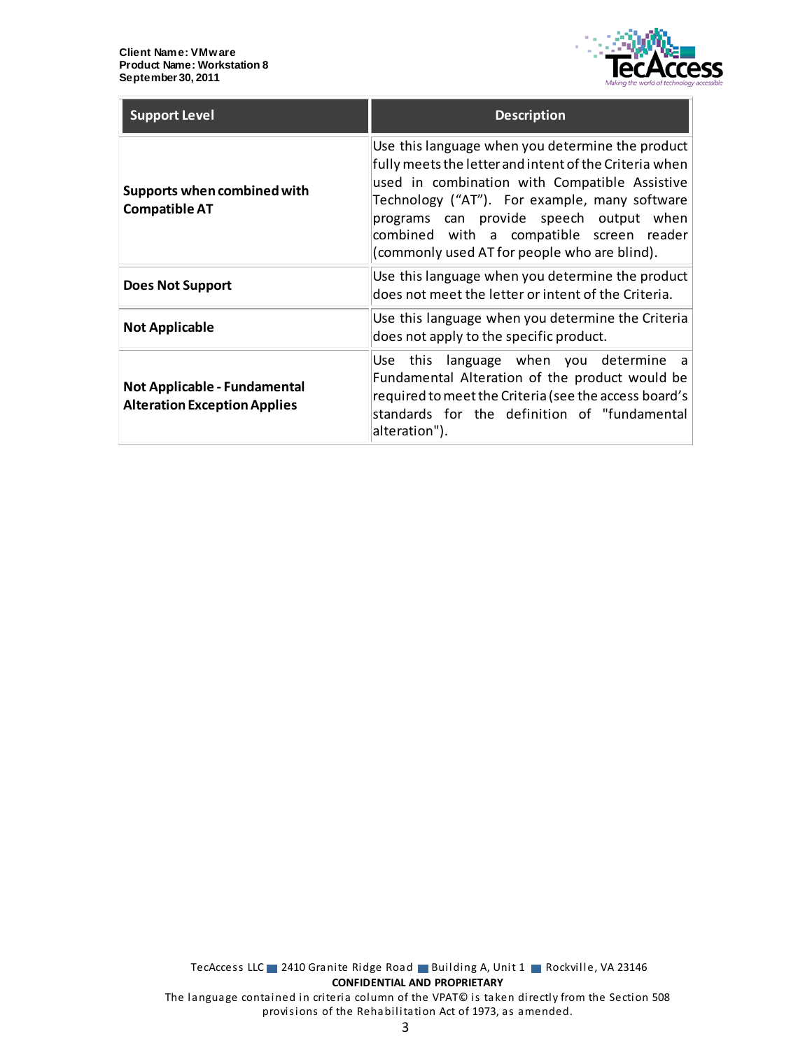| Support Level | Description |
|---|---|
| **Supports when combined with Compatible AT** | Use this language when you determine the product fully meets the letter and intent of the Criteria when used in combination with Compatible Assistive Technology (“AT”). For example, many software programs can provide speech output when combined with a compatible screen reader (commonly used AT for people who are blind). |
| **Does Not Support** | Use this language when you determine the product does not meet the letter or intent of the Criteria. |
| **Not Applicable** | Use this language when you determine the Criteria does not apply to the specific product. |
| **Not Applicable - Fundamental Alteration Exception Applies** | Use this language when you determine a Fundamental Alteration of the product would be required to meet the Criteria (see the access board’s standards for the definition of "fundamental alteration"). |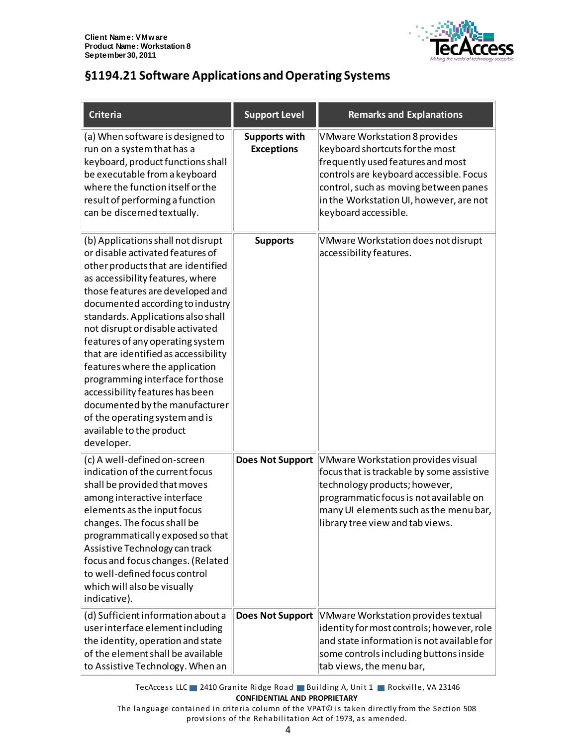## §1194.21 Software Applications and Operating Systems

| Criteria | Support Level | Remarks and Explanations |
|---|---|---|
| (a) When software is designed to run on a system that has a keyboard, product functions shall be executable from a keyboard where the function itself or the result of performing a function can be discerned textually. | **Supports with Exceptions** | VMware Workstation 8 provides keyboard shortcuts for the most frequently used features and most controls are keyboard accessible. Focus control, such as moving between panes in the Workstation UI, however, are not keyboard accessible. |
| (b) Applications shall not disrupt or disable activated features of other products that are identified as accessibility features, where those features are developed and documented according to industry standards. Applications also shall not disrupt or disable activated features of any operating system that are identified as accessibility features where the application programming interface for those accessibility features has been documented by the manufacturer of the operating system and is available to the product developer. | **Supports** | VMware Workstation does not disrupt accessibility features. |
| (c) A well-defined on-screen indication of the current focus shall be provided that moves among interactive interface elements as the input focus changes. The focus shall be programmatically exposed so that Assistive Technology can track focus and focus changes. (Related to well-defined focus control which will also be visually indicative). | **Does Not Support** | VMware Workstation provides visual focus that is trackable by some assistive technology products; however, programmatic focus is not available on many UI elements such as the menu bar, library tree view and tab views. |
| (d) Sufficient information about a user interface element including the identity, operation and state of the element shall be available to Assistive Technology. When an | **Does Not Support** | VMware Workstation provides textual identity for most controls; however, role and state information is not available for some controls including buttons inside tab views, the menu bar, |

TecAccess LLC ■ 2410 Granite Ridge Road ■ Building A, Unit 1 ■ Rockville, VA 23146
**CONFIDENTIAL AND PROPRIETARY**
The language contained in criteria column of the VPAT© is taken directly from the Section 508 provisions of the Rehabilitation Act of 1973, as amended.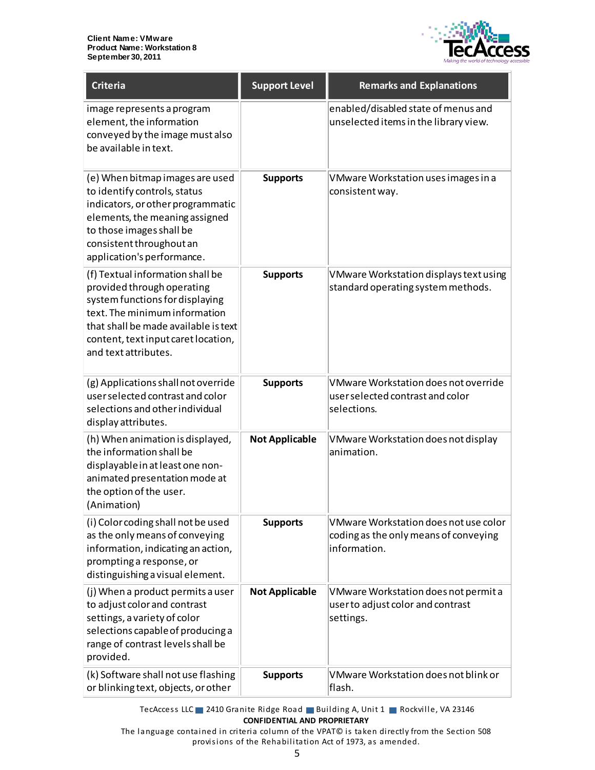| Criteria | Support Level | Remarks and Explanations |
|---|---|---|
| image represents a program element, the information conveyed by the image must also be available in text. | | enabled/disabled state of menus and unselected items in the library view. |
| (e) When bitmap images are used to identify controls, status indicators, or other programmatic elements, the meaning assigned to those images shall be consistent throughout an application's performance. | **Supports** | VMware Workstation uses images in a consistent way. |
| (f) Textual information shall be provided through operating system functions for displaying text. The minimum information that shall be made available is text content, text input caret location, and text attributes. | **Supports** | VMware Workstation displays text using standard operating system methods. |
| (g) Applications shall not override user selected contrast and color selections and other individual display attributes. | **Supports** | VMware Workstation does not override user selected contrast and color selections. |
| (h) When animation is displayed, the information shall be displayable in at least one non-animated presentation mode at the option of the user. (Animation) | **Not Applicable** | VMware Workstation does not display animation. |
| (i) Color coding shall not be used as the only means of conveying information, indicating an action, prompting a response, or distinguishing a visual element. | **Supports** | VMware Workstation does not use color coding as the only means of conveying information. |
| (j) When a product permits a user to adjust color and contrast settings, a variety of color selections capable of producing a range of contrast levels shall be provided. | **Not Applicable** | VMware Workstation does not permit a user to adjust color and contrast settings. |
| (k) Software shall not use flashing or blinking text, objects, or other | **Supports** | VMware Workstation does not blink or flash. |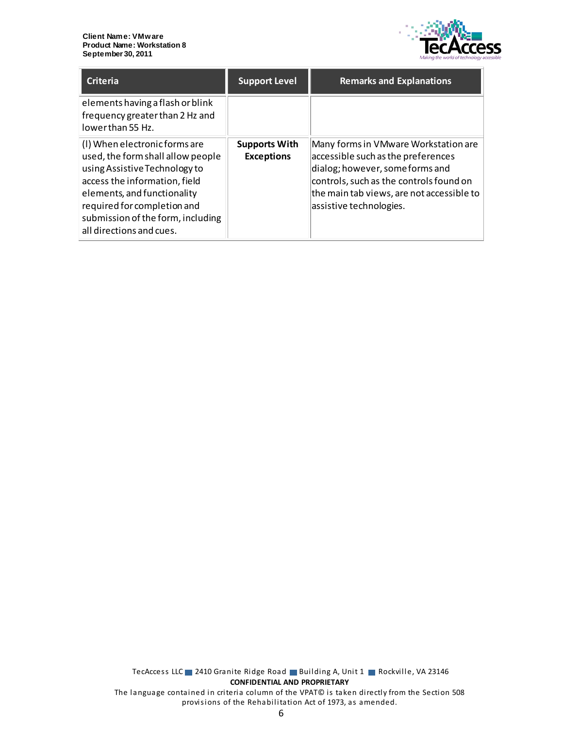| Criteria | Support Level | Remarks and Explanations |
| --- | --- | --- |
| elements having a flash or blink frequency greater than 2 Hz and lower than 55 Hz. | | |
| (l) When electronic forms are used, the form shall allow people using Assistive Technology to access the information, field elements, and functionality required for completion and submission of the form, including all directions and cues. | **Supports With Exceptions** | Many forms in VMware Workstation are accessible such as the preferences dialog; however, some forms and controls, such as the controls found on the main tab views, are not accessible to assistive technologies. |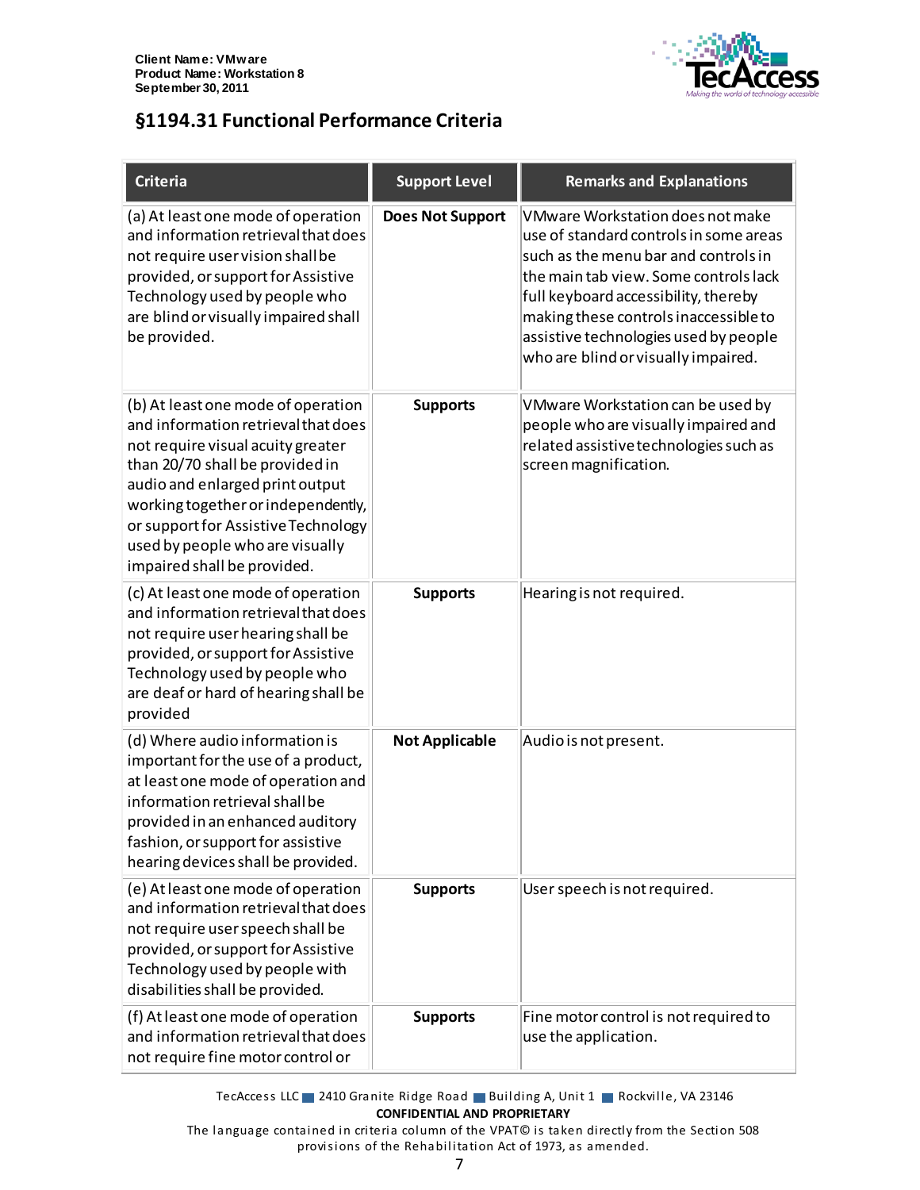## §1194.31 Functional Performance Criteria

| Criteria | Support Level | Remarks and Explanations |
| --- | --- | --- |
| (a) At least one mode of operation and information retrieval that does not require user vision shall be provided, or support for Assistive Technology used by people who are blind or visually impaired shall be provided. | **Does Not Support** | VMware Workstation does not make use of standard controls in some areas such as the menu bar and controls in the main tab view. Some controls lack full keyboard accessibility, thereby making these controls inaccessible to assistive technologies used by people who are blind or visually impaired. |
| (b) At least one mode of operation and information retrieval that does not require visual acuity greater than 20/70 shall be provided in audio and enlarged print output working together or independently, or support for Assistive Technology used by people who are visually impaired shall be provided. | **Supports** | VMware Workstation can be used by people who are visually impaired and related assistive technologies such as screen magnification. |
| (c) At least one mode of operation and information retrieval that does not require user hearing shall be provided, or support for Assistive Technology used by people who are deaf or hard of hearing shall be provided | **Supports** | Hearing is not required. |
| (d) Where audio information is important for the use of a product, at least one mode of operation and information retrieval shall be provided in an enhanced auditory fashion, or support for assistive hearing devices shall be provided. | **Not Applicable** | Audio is not present. |
| (e) At least one mode of operation and information retrieval that does not require user speech shall be provided, or support for Assistive Technology used by people with disabilities shall be provided. | **Supports** | User speech is not required. |
| (f) At least one mode of operation and information retrieval that does not require fine motor control or | **Supports** | Fine motor control is not required to use the application. |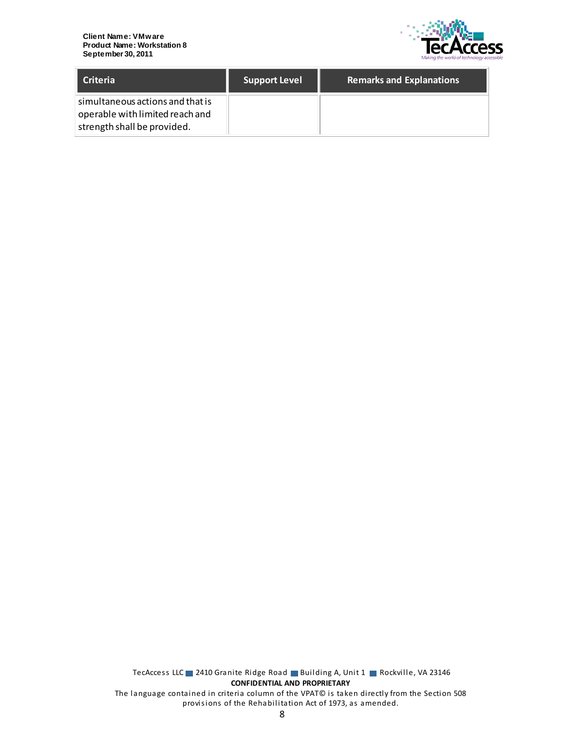| Criteria | Support Level | Remarks and Explanations |
| --- | --- | --- |
| simultaneous actions and that is operable with limited reach and strength shall be provided. | | |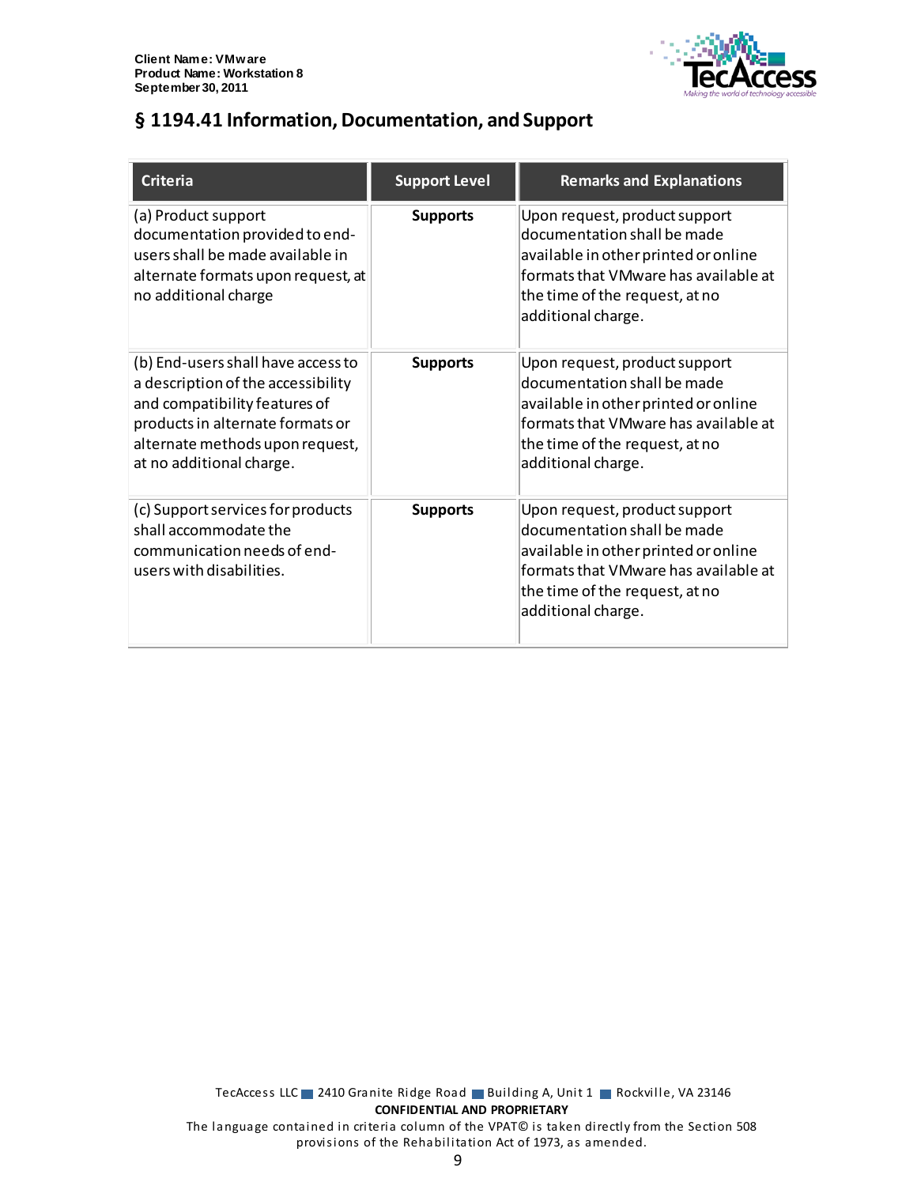## § 1194.41 Information, Documentation, and Support

| Criteria | Support Level | Remarks and Explanations |
|---|---|---|
| (a) Product support documentation provided to end-users shall be made available in alternate formats upon request, at no additional charge | **Supports** | Upon request, product support documentation shall be made available in other printed or online formats that VMware has available at the time of the request, at no additional charge. |
| (b) End-users shall have access to a description of the accessibility and compatibility features of products in alternate formats or alternate methods upon request, at no additional charge. | **Supports** | Upon request, product support documentation shall be made available in other printed or online formats that VMware has available at the time of the request, at no additional charge. |
| (c) Support services for products shall accommodate the communication needs of end-users with disabilities. | **Supports** | Upon request, product support documentation shall be made available in other printed or online formats that VMware has available at the time of the request, at no additional charge. |